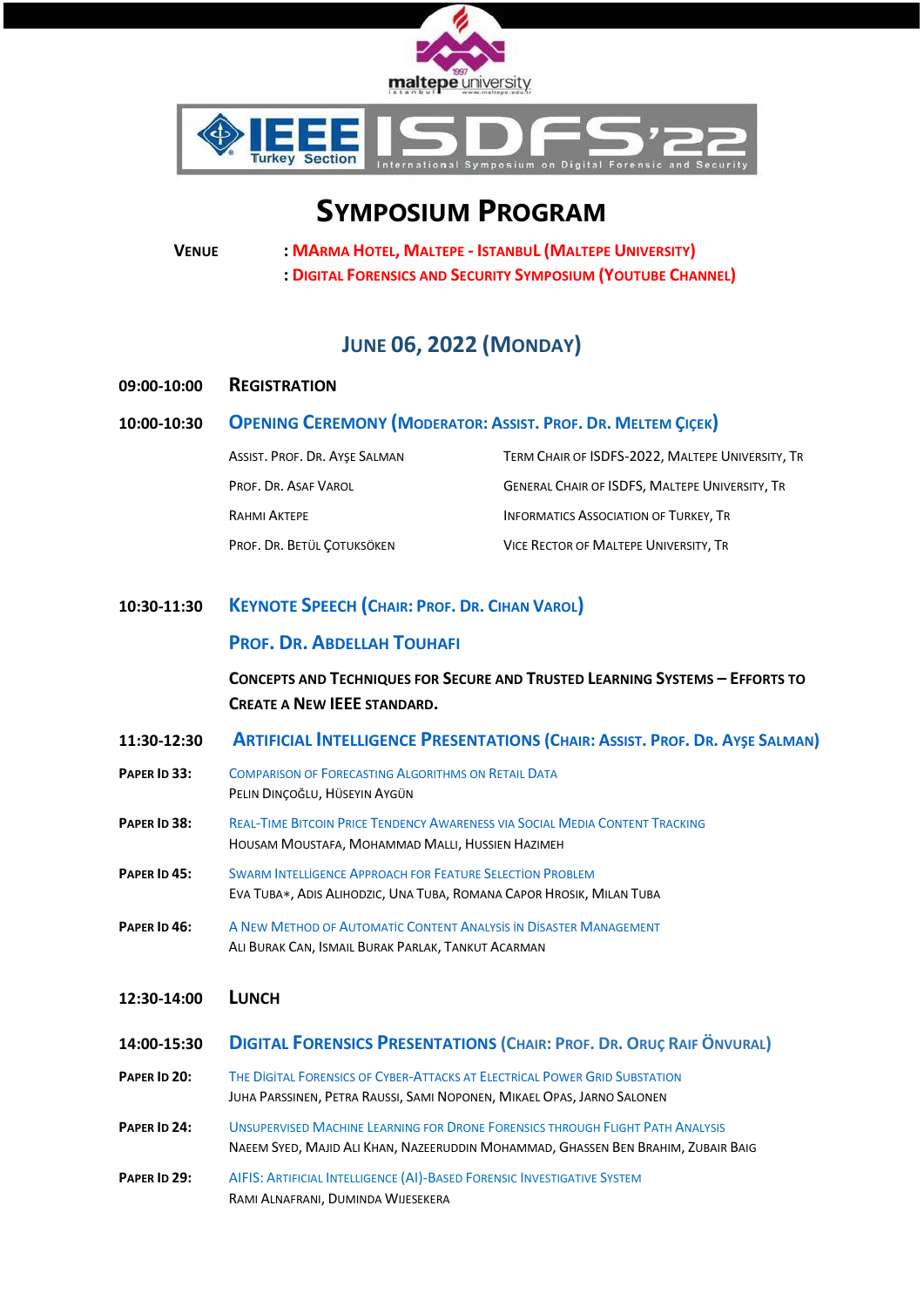maltepe university

IEEE Turkey Section ISDFS'22 International Symposium on Digital Forensic and Security

# Symposium Program

**Venue** : MArma Hotel, Maltepe - IstanbuL (Maltepe University)
: Digital Forensics and Security Symposium (Youtube Channel)

## June 06, 2022 (Monday)

**09:00-10:00** **Registration**

**10:00-10:30** **Opening Ceremony (Moderator: Assist. Prof. Dr. Meltem Çiçek)**

| | |
|---|---|
| Assist. Prof. Dr. Ayşe Salman | Term Chair of ISDFS-2022, Maltepe University, Tr |
| Prof. Dr. Asaf Varol | General Chair of ISDFS, Maltepe University, Tr |
| Rahmi Aktepe | Informatics Association of Turkey, Tr |
| Prof. Dr. Betül Çotuksöken | Vice Rector of Maltepe University, Tr |

**10:30-11:30** **Keynote Speech (Chair: Prof. Dr. Cihan Varol)**

**Prof. Dr. Abdellah Touhafi**

**Concepts and Techniques for Secure and Trusted Learning Systems – Efforts to Create a New IEEE standard.**

**11:30-12:30** **Artificial Intelligence Presentations (Chair: Assist. Prof. Dr. Ayşe Salman)**

**Paper Id 33:** Comparison of Forecasting Algorithms on Retail Data
Pelin Dinçoğlu, Hüseyin Aygün

**Paper Id 38:** Real-Time Bitcoin Price Tendency Awareness via Social Media Content Tracking
Housam Moustafa, Mohammad Malli, Hussien Hazimeh

**Paper Id 45:** Swarm Intelligence Approach for Feature Selection Problem
Eva Tuba*, Adis Alihodzic, Una Tuba, Romana Capor Hrosik, Milan Tuba

**Paper Id 46:** A New Method of Automatic Content Analysis in Disaster Management
Ali Burak Can, Ismail Burak Parlak, Tankut Acarman

**12:30-14:00** **Lunch**

**14:00-15:30** **Digital Forensics Presentations (Chair: Prof. Dr. Oruç Raif Önvural)**

**Paper Id 20:** The Digital Forensics of Cyber-Attacks at Electrical Power Grid Substation
Juha Parssinen, Petra Raussi, Sami Noponen, Mikael Opas, Jarno Salonen

**Paper Id 24:** Unsupervised Machine Learning for Drone Forensics through Flight Path Analysis
Naeem Syed, Majid Ali Khan, Nazeeruddin Mohammad, Ghassen Ben Brahim, Zubair Baig

**Paper Id 29:** AIFIS: Artificial Intelligence (AI)-Based Forensic Investigative System
Rami Alnafrani, Duminda Wijesekera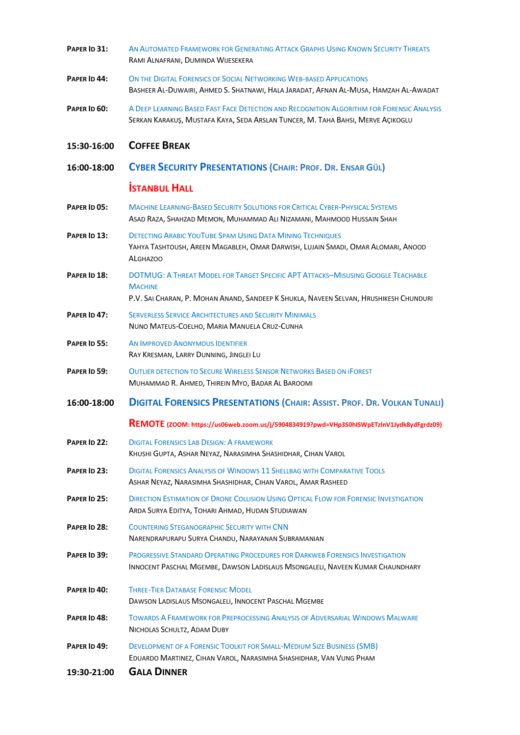**Paper Id 31:** An Automated Framework for Generating Attack Graphs Using Known Security Threats
Rami Alnafrani, Duminda Wijesekera

**Paper Id 44:** On the Digital Forensics of Social Networking Web-based Applications
Basheer Al-Duwairi, Ahmed S. Shatnawi, Hala Jaradat, Afnan Al-Musa, Hamzah Al-Awadat

**Paper Id 60:** A Deep Learning Based Fast Face Detection and Recognition Algorithm for Forensic Analysis
Serkan Karakuş, Mustafa Kaya, Seda Arslan Tuncer, M. Taha Bahsi, Merve Açikoglu

**15:30-16:00** **Coffee Break**

**16:00-18:00** **Cyber Security Presentations (Chair: Prof. Dr. Ensar Gül)**

**İstanbul Hall**

**Paper Id 05:** Machine Learning-Based Security Solutions for Critical Cyber-Physical Systems
Asad Raza, Shahzad Memon, Muhammad Ali Nizamani, Mahmood Hussain Shah

**Paper Id 13:** Detecting Arabic YouTube Spam Using Data Mining Techniques
Yahya Tashtoush, Areen Magableh, Omar Darwish, Lujain Smadi, Omar Alomari, Anood Alghazoo

**Paper Id 18:** DOTMUG: A Threat Model for Target Specific APT Attacks–Misusing Google Teachable Machine
P.V. Sai Charan, P. Mohan Anand, Sandeep K Shukla, Naveen Selvan, Hrushikesh Chunduri

**Paper Id 47:** Serverless Service Architectures and Security Minimals
Nuno Mateus-Coelho, Maria Manuela Cruz-Cunha

**Paper Id 55:** An Improved Anonymous Identifier
Ray Kresman, Larry Dunning, Jinglei Lu

**Paper Id 59:** Outlier detection to Secure Wireless Sensor Networks Based on iForest
Muhammad R. Ahmed, Thirein Myo, Badar Al Baroomi

**16:00-18:00** **Digital Forensics Presentations (Chair: Assist. Prof. Dr. Volkan Tunali)**

**Remote (Zoom: https://us06web.zoom.us/j/5904834919?pwd=VHp3S0hlSWpETzlnV1Jydk8ydFgrdz09)**

**Paper Id 22:** Digital Forensics Lab Design: A framework
Khushi Gupta, Ashar Neyaz, Narasimha Shashidhar, Cihan Varol

**Paper Id 23:** Digital Forensics Analysis of Windows 11 Shellbag with Comparative Tools
Ashar Neyaz, Narasimha Shashidhar, Cihan Varol, Amar Rasheed

**Paper Id 25:** Direction Estimation of Drone Collision Using Optical Flow for Forensic Investigation
Arda Surya Editya, Tohari Ahmad, Hudan Studiawan

**Paper Id 28:** Countering Steganographic Security with CNN
Narendrapurapu Surya Chandu, Narayanan Subramanian

**Paper Id 39:** Progressive Standard Operating Procedures for Darkweb Forensics Investigation
Innocent Paschal Mgembe, Dawson Ladislaus Msongaleli, Naveen Kumar Chaundhary

**Paper Id 40:** Three-Tier Database Forensic Model
Dawson Ladislaus Msongaleli, Innocent Paschal Mgembe

**Paper Id 48:** Towards A Framework for Preprocessing Analysis of Adversarial Windows Malware
Nicholas Schultz, Adam Duby

**Paper Id 49:** Development of a Forensic Toolkit for Small-Medium Size Business (SMB)
Eduardo Martinez, Cihan Varol, Narasimha Shashidhar, Van Vung Pham

**19:30-21:00** **Gala Dinner**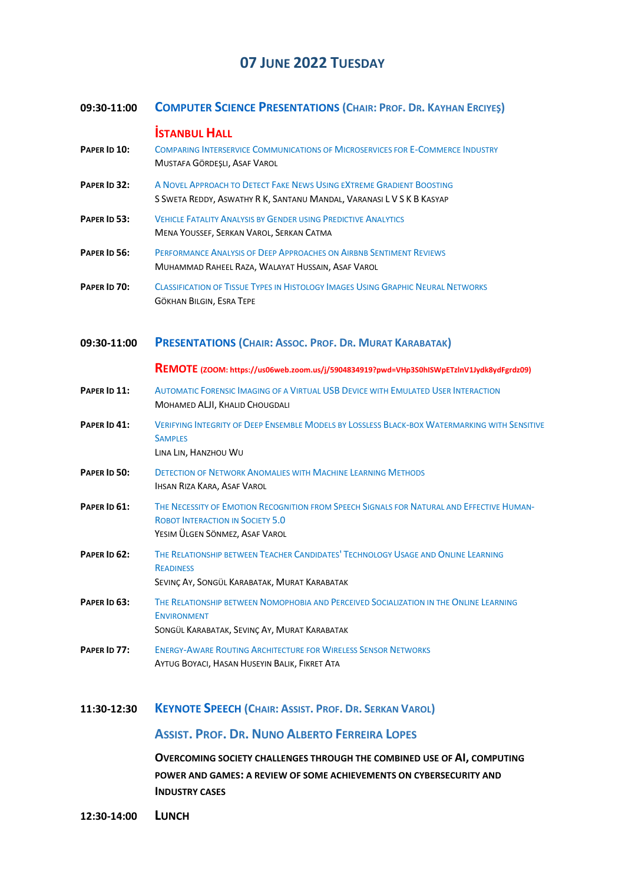# 07 June 2022 Tuesday

**09:30-11:00** **Computer Science Presentations (Chair: Prof. Dr. Kayhan Erciyeş)**

**İstanbul Hall**

**Paper ID 10:** Comparing Interservice Communications of Microservices for E-Commerce Industry
Mustafa Gördeşli, Asaf Varol

**Paper ID 32:** A Novel Approach to Detect Fake News Using eXtreme Gradient Boosting
S Sweta Reddy, Aswathy R K, Santanu Mandal, Varanasi L V S K B Kasyap

**Paper ID 53:** Vehicle Fatality Analysis by Gender using Predictive Analytics
Mena Youssef, Serkan Varol, Serkan Catma

**Paper ID 56:** Performance Analysis of Deep Approaches on Airbnb Sentiment Reviews
Muhammad Raheel Raza, Walayat Hussain, Asaf Varol

**Paper ID 70:** Classification of Tissue Types in Histology Images Using Graphic Neural Networks
Gökhan Bilgin, Esra Tepe

**09:30-11:00** **Presentations (Chair: Assoc. Prof. Dr. Murat Karabatak)**

**Remote** (ZOOM: https://us06web.zoom.us/j/5904834919?pwd=VHp3S0hISWpETzlnV1Jydk8ydFgrdz09)

**Paper ID 11:** Automatic Forensic Imaging of a Virtual USB Device with Emulated User Interaction
Mohamed Alji, Khalid Chougdali

**Paper ID 41:** Verifying Integrity of Deep Ensemble Models by Lossless Black-box Watermarking with Sensitive Samples
Lina Lin, Hanzhou Wu

**Paper ID 50:** Detection of Network Anomalies with Machine Learning Methods
Ihsan Riza Kara, Asaf Varol

**Paper ID 61:** The Necessity of Emotion Recognition from Speech Signals for Natural and Effective Human-Robot Interaction in Society 5.0
Yesim Ülgen Sönmez, Asaf Varol

**Paper ID 62:** The Relationship between Teacher Candidates' Technology Usage and Online Learning Readiness
Sevinç Ay, Songül Karabatak, Murat Karabatak

**Paper ID 63:** The Relationship between Nomophobia and Perceived Socialization in the Online Learning Environment
Songül Karabatak, Sevinç Ay, Murat Karabatak

**Paper ID 77:** Energy-Aware Routing Architecture for Wireless Sensor Networks
Aytug Boyaci, Hasan Huseyin Balik, Fikret Ata

**11:30-12:30** **Keynote Speech (Chair: Assist. Prof. Dr. Serkan Varol)**

**Assist. Prof. Dr. Nuno Alberto Ferreira Lopes**

**Overcoming society challenges through the combined use of AI, computing power and games: A review of some achievements on cybersecurity and industry cases**

**12:30-14:00** **Lunch**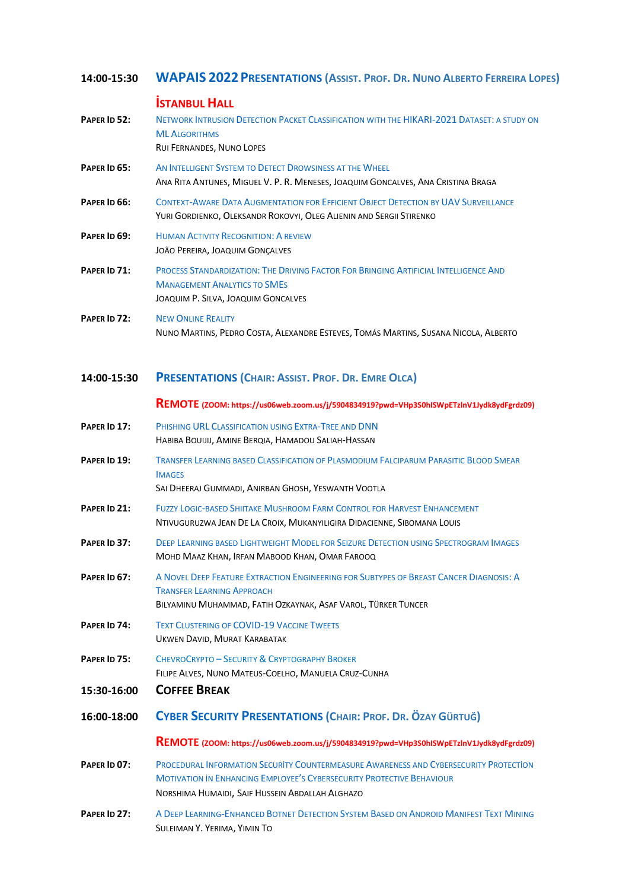## 14:00-15:30 WAPAIS 2022 Presentations (Assist. Prof. Dr. Nuno Alberto Ferreira Lopes)

### İstanbul Hall

**Paper Id 52:** Network Intrusion Detection Packet Classification with the HIKARI-2021 Dataset: a study on ML Algorithms
Rui Fernandes, Nuno Lopes

**Paper Id 65:** An Intelligent System to Detect Drowsiness at the Wheel
Ana Rita Antunes, Miguel V. P. R. Meneses, Joaquim Goncalves, Ana Cristina Braga

**Paper Id 66:** Context-Aware Data Augmentation for Efficient Object Detection by UAV Surveillance
Yuri Gordienko, Oleksandr Rokovyi, Oleg Alienin and Sergii Stirenko

**Paper Id 69:** Human Activity Recognition: A review
João Pereira, Joaquim Gonçalves

**Paper Id 71:** Process Standardization: The Driving Factor For Bringing Artificial Intelligence And Management Analytics to SMEs
Joaquim P. Silva, Joaquim Goncalves

**Paper Id 72:** New Online Reality
Nuno Martins, Pedro Costa, Alexandre Esteves, Tomás Martins, Susana Nicola, Alberto

## 14:00-15:30 Presentations (Chair: Assist. Prof. Dr. Emre Olca)

### Remote (ZOOM: https://us06web.zoom.us/j/5904834919?pwd=VHp3S0hISWpETzlnV1Jydk8ydFgrdz09)

**Paper Id 17:** Phishing URL Classification using Extra-Tree and DNN
Habiba Bouijij, Amine Berqia, Hamadou Saliah-Hassan

**Paper Id 19:** Transfer Learning based Classification of Plasmodium Falciparum Parasitic Blood Smear Images
Sai Dheeraj Gummadi, Anirban Ghosh, Yeswanth Vootla

**Paper Id 21:** Fuzzy Logic-based Shiitake Mushroom Farm Control for Harvest Enhancement
Ntivuguruzwa Jean De La Croix, Mukanyiligira Didacienne, Sibomana Louis

**Paper Id 37:** Deep Learning based Lightweight Model for Seizure Detection using Spectrogram Images
Mohd Maaz Khan, Irfan Mabood Khan, Omar Farooq

**Paper Id 67:** A Novel Deep Feature Extraction Engineering for Subtypes of Breast Cancer Diagnosis: A Transfer Learning Approach
Bilyaminu Muhammad, Fatih Ozkaynak, Asaf Varol, Türker Tuncer

**Paper Id 74:** Text Clustering of COVID-19 Vaccine Tweets
Ukwen David, Murat Karabatak

**Paper Id 75:** ChevroCrypto – Security & Cryptography Broker
Filipe Alves, Nuno Mateus-Coelho, Manuela Cruz-Cunha

## 15:30-16:00 Coffee Break

## 16:00-18:00 Cyber Security Presentations (Chair: Prof. Dr. Özay Gürtuğ)

### Remote (ZOOM: https://us06web.zoom.us/j/5904834919?pwd=VHp3S0hISWpETzlnV1Jydk8ydFgrdz09)

**Paper Id 07:** Procedural Information Security Countermeasure Awareness and Cybersecurity Protection Motivation in Enhancing Employee's Cybersecurity Protective Behaviour
Norshima Humaidi, Saif Hussein Abdallah Alghazo

**Paper Id 27:** A Deep Learning-Enhanced Botnet Detection System Based on Android Manifest Text Mining
Suleiman Y. Yerima, Yimin To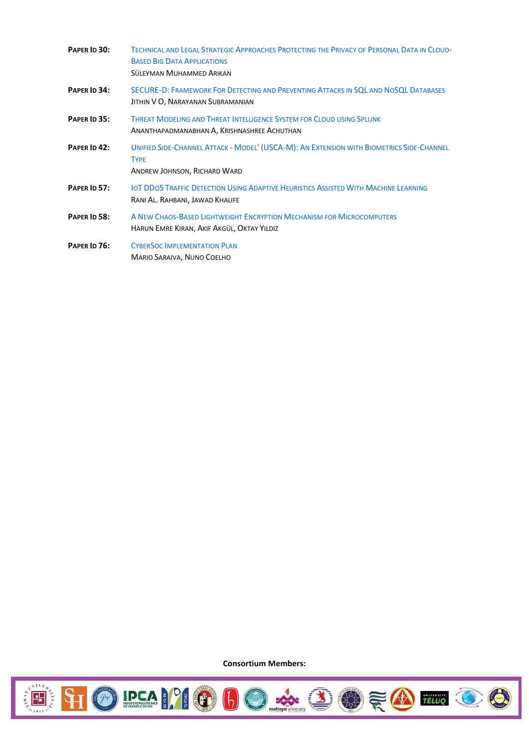**Paper ID 30:** Technical and Legal Strategic Approaches Protecting the Privacy of Personal Data in Cloud-Based Big Data Applications
Süleyman Muhammed Arikan

**Paper ID 34:** SECURE-D: Framework For Detecting and Preventing Attacks in SQL and NoSQL Databases
Jithin V O, Narayanan Subramanian

**Paper ID 35:** Threat Modeling and Threat Intelligence System for Cloud using Splunk
Ananthapadmanabhan A, Krishnashree Achuthan

**Paper ID 42:** Unified Side-Channel Attack - Model' (USCA-M): An Extension with Biometrics Side-Channel Type
Andrew Johnson, Richard Ward

**Paper ID 57:** IoT DDoS Traffic Detection Using Adaptive Heuristics Assisted With Machine Learning
Rani Al. Rahbani, Jawad Khalife

**Paper ID 58:** A New Chaos-Based Lightweight Encryption Mechanism for Microcomputers
Harun Emre Kiran, Akif Akgül, Oktay Yildiz

**Paper ID 76:** CyberSoc Implementation Plan
Mario Saraiva, Nuno Coelho

**Consortium Members:**